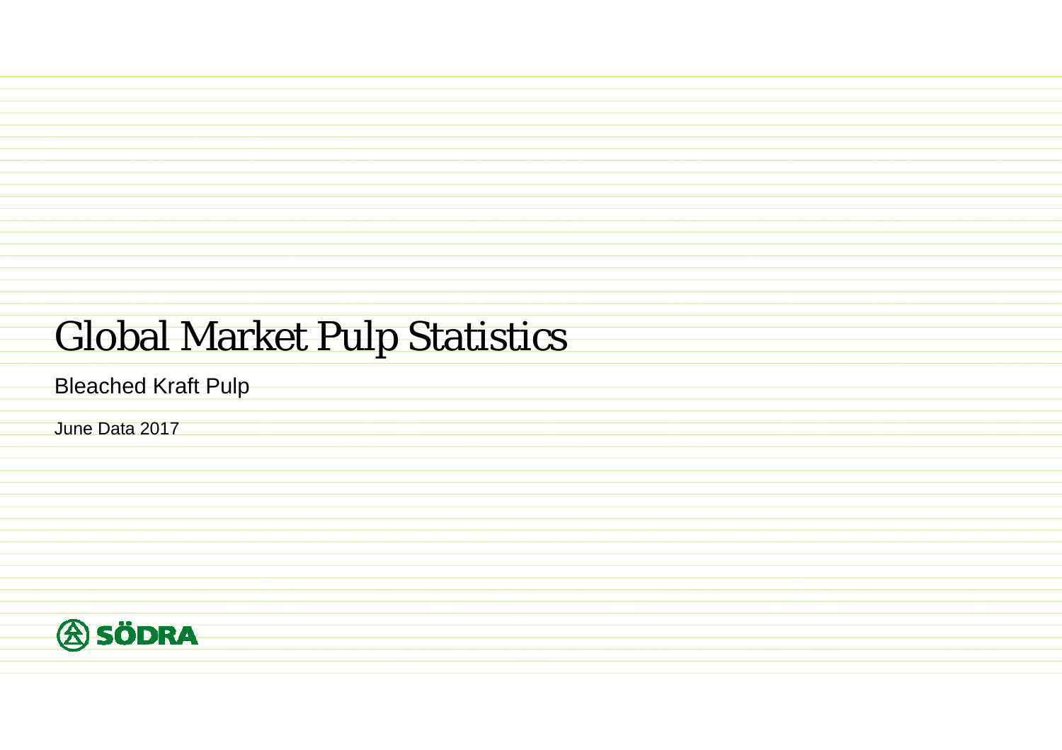# Global Market Pulp Statistics

## Bleached Kraft Pulp

June Data 2017

SÖDRA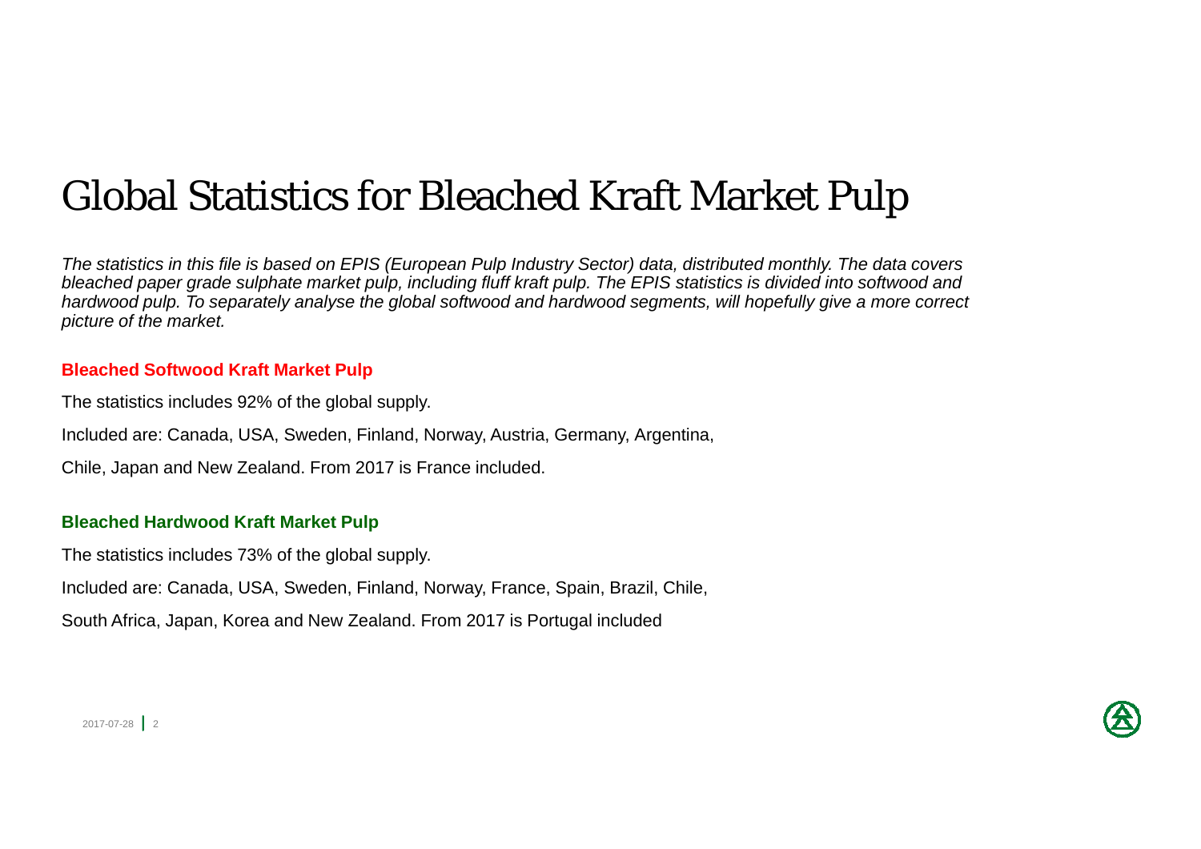# Global Statistics for Bleached Kraft Market Pulp

*The statistics in this file is based on EPIS (European Pulp Industry Sector) data, distributed monthly. The data covers bleached paper grade sulphate market pulp, including fluff kraft pulp. The EPIS statistics is divided into softwood and hardwood pulp. To separately analyse the global softwood and hardwood segments, will hopefully give a more correct picture of the market.*

**Bleached Softwood Kraft Market Pulp**

The statistics includes 92% of the global supply.

Included are: Canada, USA, Sweden, Finland, Norway, Austria, Germany, Argentina,

Chile, Japan and New Zealand. From 2017 is France included.

**Bleached Hardwood Kraft Market Pulp**

The statistics includes 73% of the global supply.

Included are: Canada, USA, Sweden, Finland, Norway, France, Spain, Brazil, Chile,

South Africa, Japan, Korea and New Zealand. From 2017 is Portugal included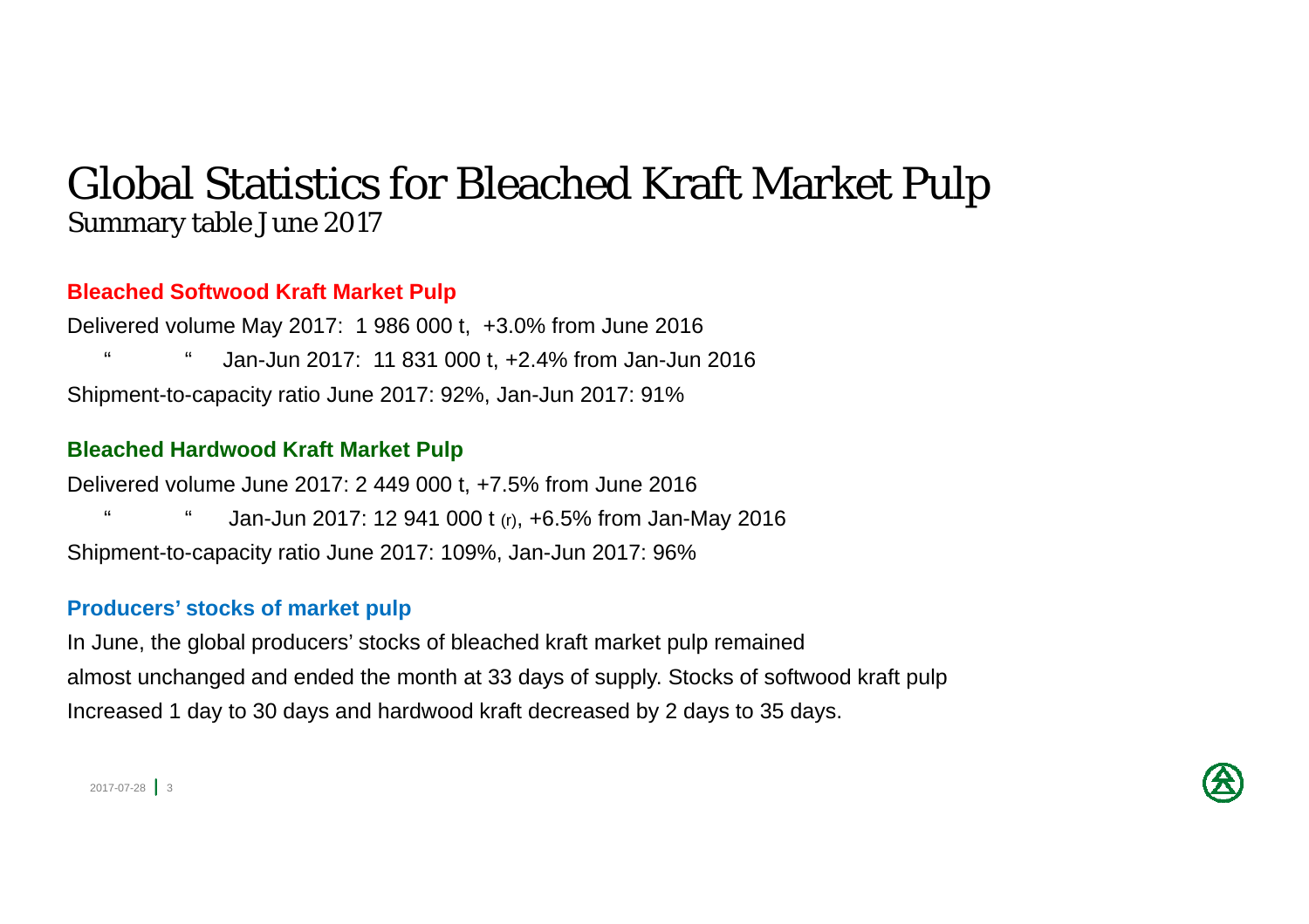# Global Statistics for Bleached Kraft Market Pulp

## Summary table June 2017

### Bleached Softwood Kraft Market Pulp

Delivered volume May 2017: 1 986 000 t, +3.0% from June 2016

" " Jan-Jun 2017: 11 831 000 t, +2.4% from Jan-Jun 2016

Shipment-to-capacity ratio June 2017: 92%, Jan-Jun 2017: 91%

### Bleached Hardwood Kraft Market Pulp

Delivered volume June 2017: 2 449 000 t, +7.5% from June 2016

" " Jan-Jun 2017: 12 941 000 t (r), +6.5% from Jan-May 2016

Shipment-to-capacity ratio June 2017: 109%, Jan-Jun 2017: 96%

### Producers' stocks of market pulp

In June, the global producers' stocks of bleached kraft market pulp remained almost unchanged and ended the month at 33 days of supply. Stocks of softwood kraft pulp Increased 1 day to 30 days and hardwood kraft decreased by 2 days to 35 days.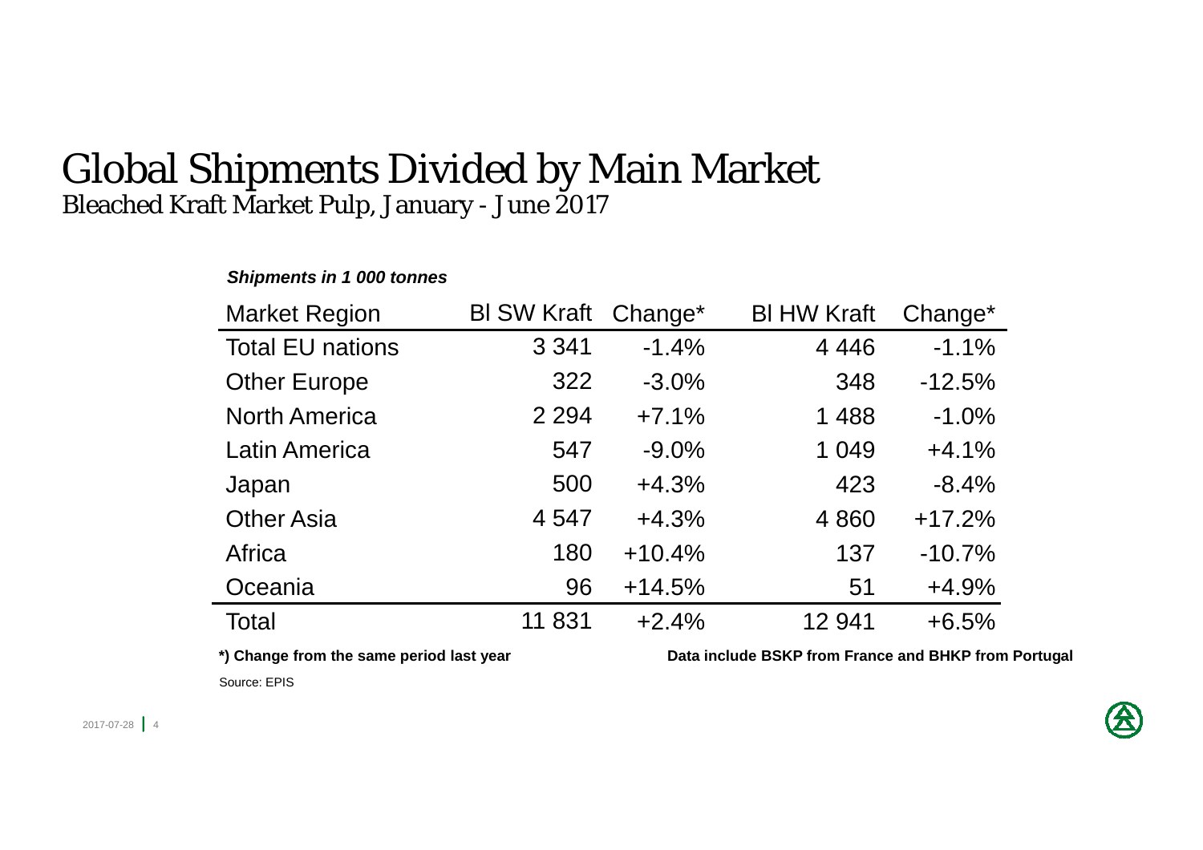# Global Shipments Divided by Main Market

## Bleached Kraft Market Pulp, January - June 2017

***Shipments in 1 000 tonnes***

| Market Region | Bl SW Kraft | Change* | Bl HW Kraft | Change* |
|---|---|---|---|---|
| Total EU nations | 3 341 | -1.4% | 4 446 | -1.1% |
| Other Europe | 322 | -3.0% | 348 | -12.5% |
| North America | 2 294 | +7.1% | 1 488 | -1.0% |
| Latin America | 547 | -9.0% | 1 049 | +4.1% |
| Japan | 500 | +4.3% | 423 | -8.4% |
| Other Asia | 4 547 | +4.3% | 4 860 | +17.2% |
| Africa | 180 | +10.4% | 137 | -10.7% |
| Oceania | 96 | +14.5% | 51 | +4.9% |
| Total | 11 831 | +2.4% | 12 941 | +6.5% |

**\*) Change from the same period last year**

**Data include BSKP from France and BHKP from Portugal**

Source: EPIS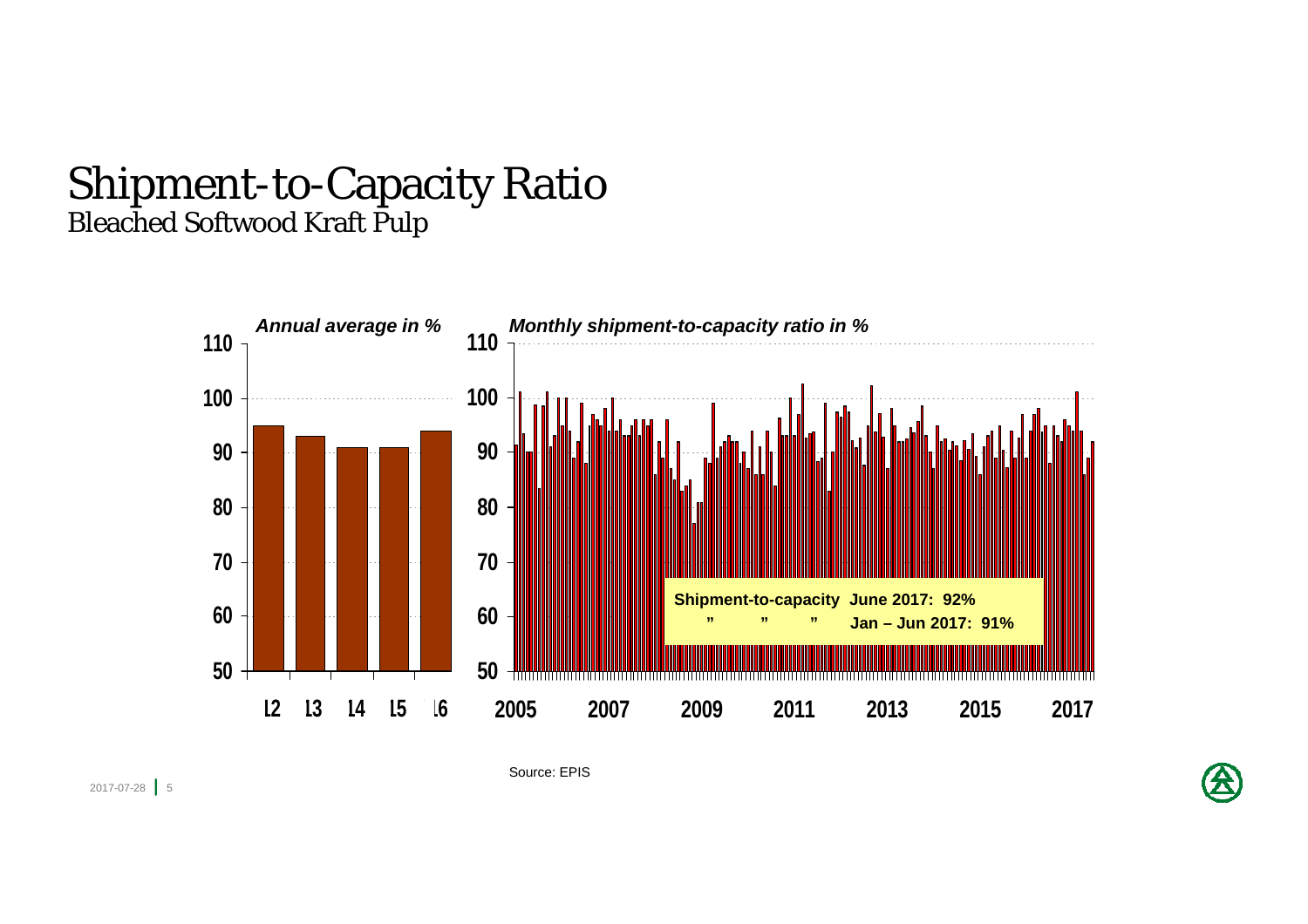# Shipment-to-Capacity Ratio

## Bleached Softwood Kraft Pulp

*Annual average in %*

| Year | Annual average (%) |
|---|---|
| 12 | 95 |
| 13 | 93 |
| 14 | 91 |
| 15 | 91 |
| 16 | 94 |

*Monthly shipment-to-capacity ratio in %*

**Shipment-to-capacity June 2017: 92%**

**" " " Jan – Jun 2017: 91%**

Source: EPIS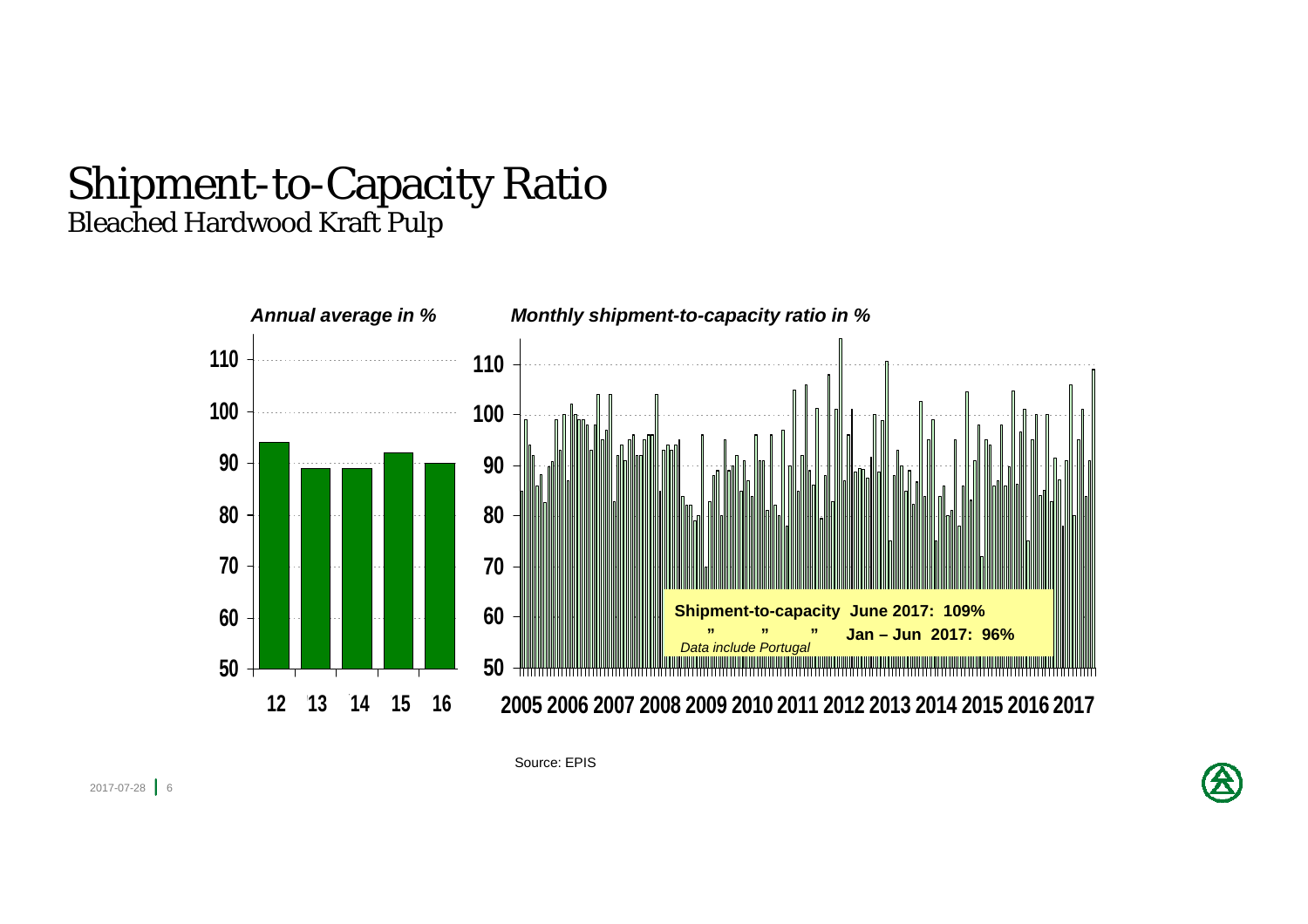# Shipment-to-Capacity Ratio

## Bleached Hardwood Kraft Pulp

*Annual average in %*

*Monthly shipment-to-capacity ratio in %*

**Shipment-to-capacity June 2017: 109%**

**" " " Jan – Jun 2017: 96%**

*Data include Portugal*

Source: EPIS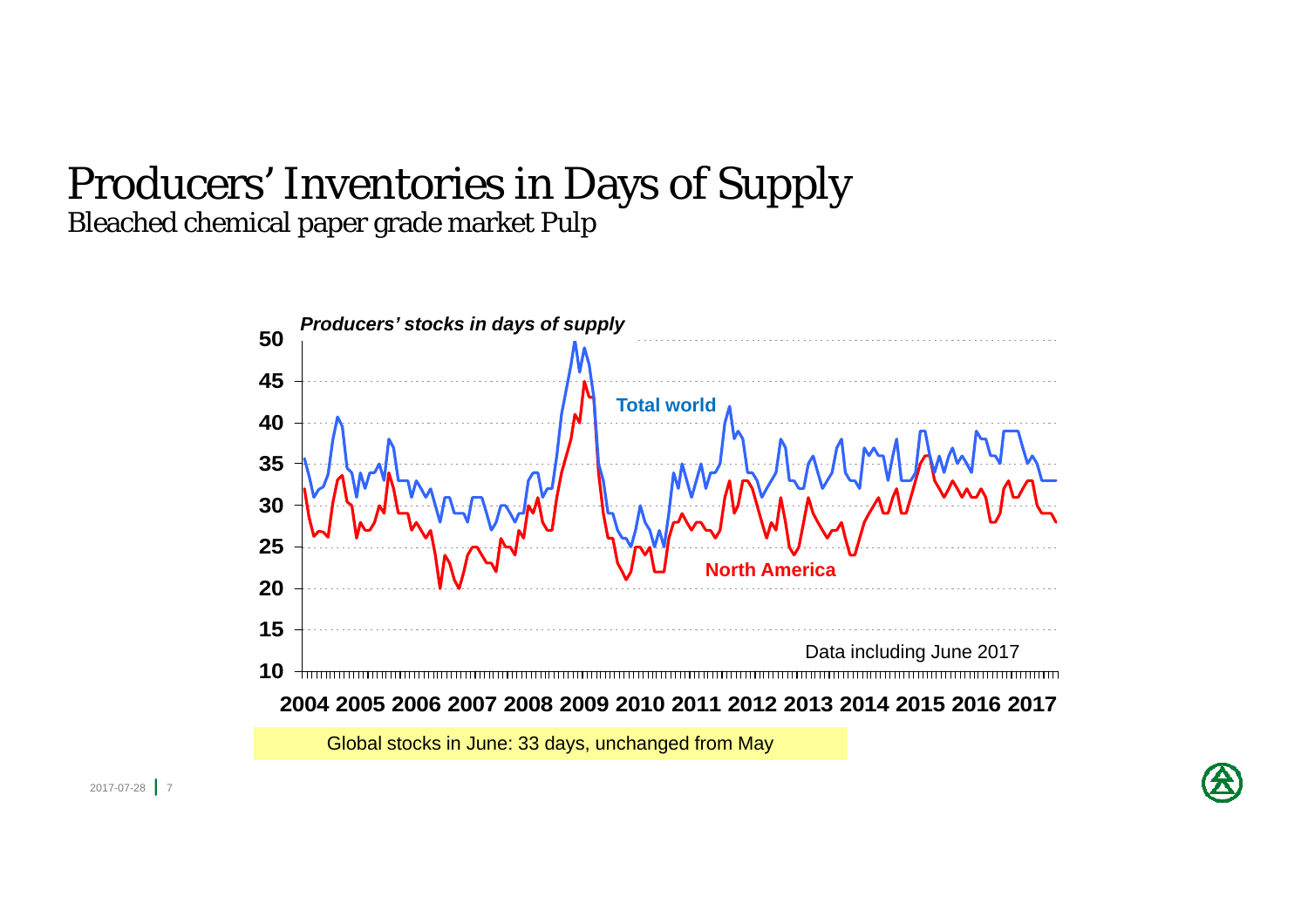# Producers' Inventories in Days of Supply

Bleached chemical paper grade market Pulp

*Producers' stocks in days of supply*

Total world

North America

Data including June 2017

2004 2005 2006 2007 2008 2009 2010 2011 2012 2013 2014 2015 2016 2017

Global stocks in June: 33 days, unchanged from May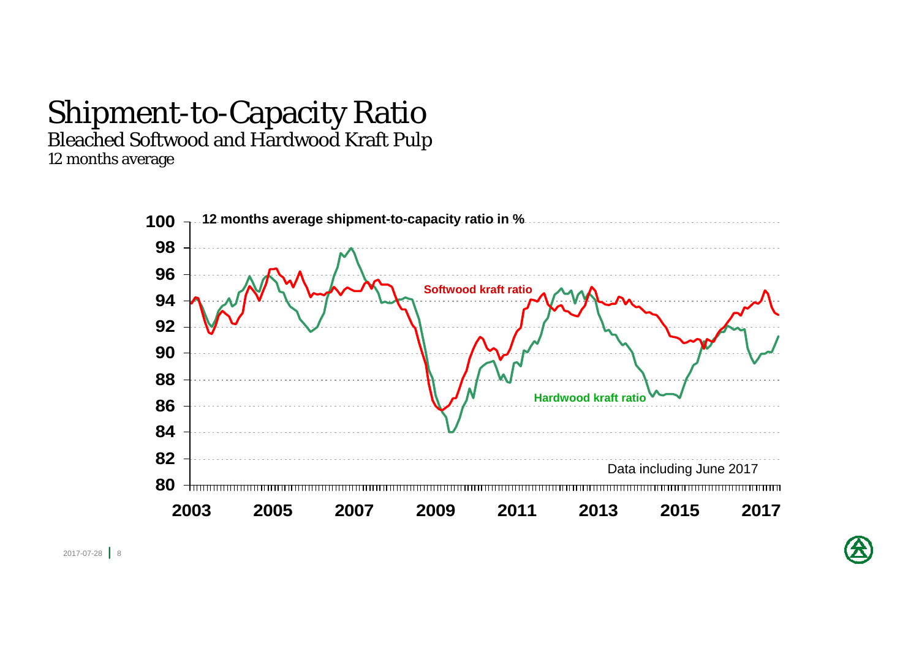# Shipment-to-Capacity Ratio

## Bleached Softwood and Hardwood Kraft Pulp

*12 months average*

12 months average shipment-to-capacity ratio in %

Softwood kraft ratio

Hardwood kraft ratio

Data including June 2017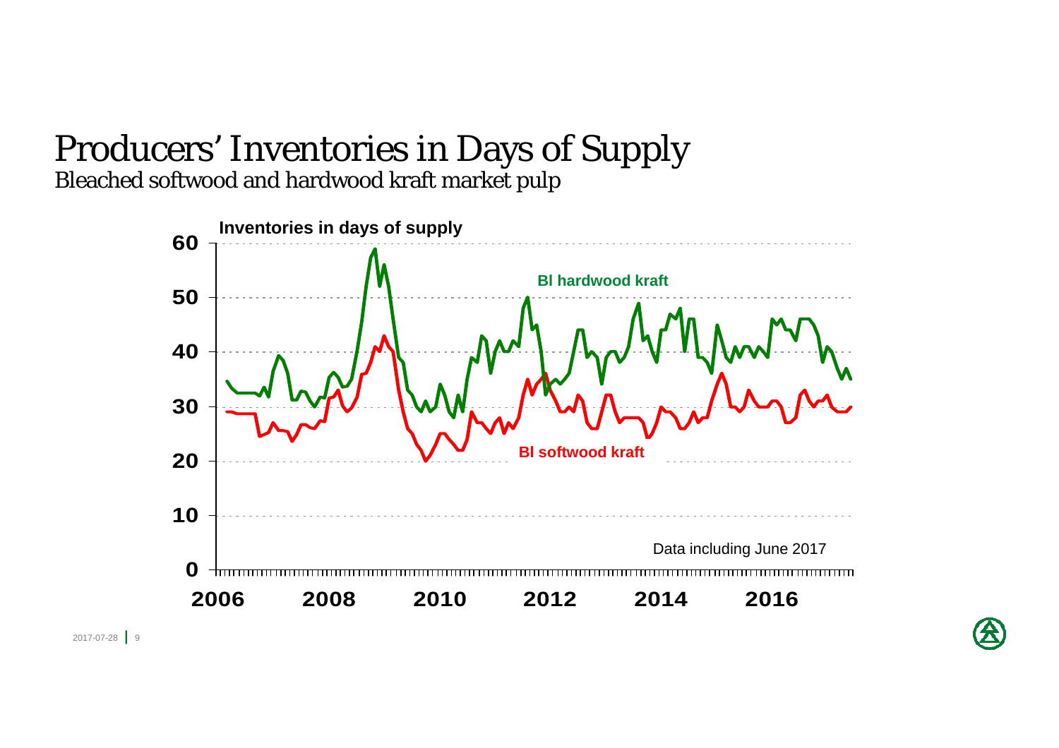# Producers' Inventories in Days of Supply

Bleached softwood and hardwood kraft market pulp

Inventories in days of supply

Bl hardwood kraft

Bl softwood kraft

Data including June 2017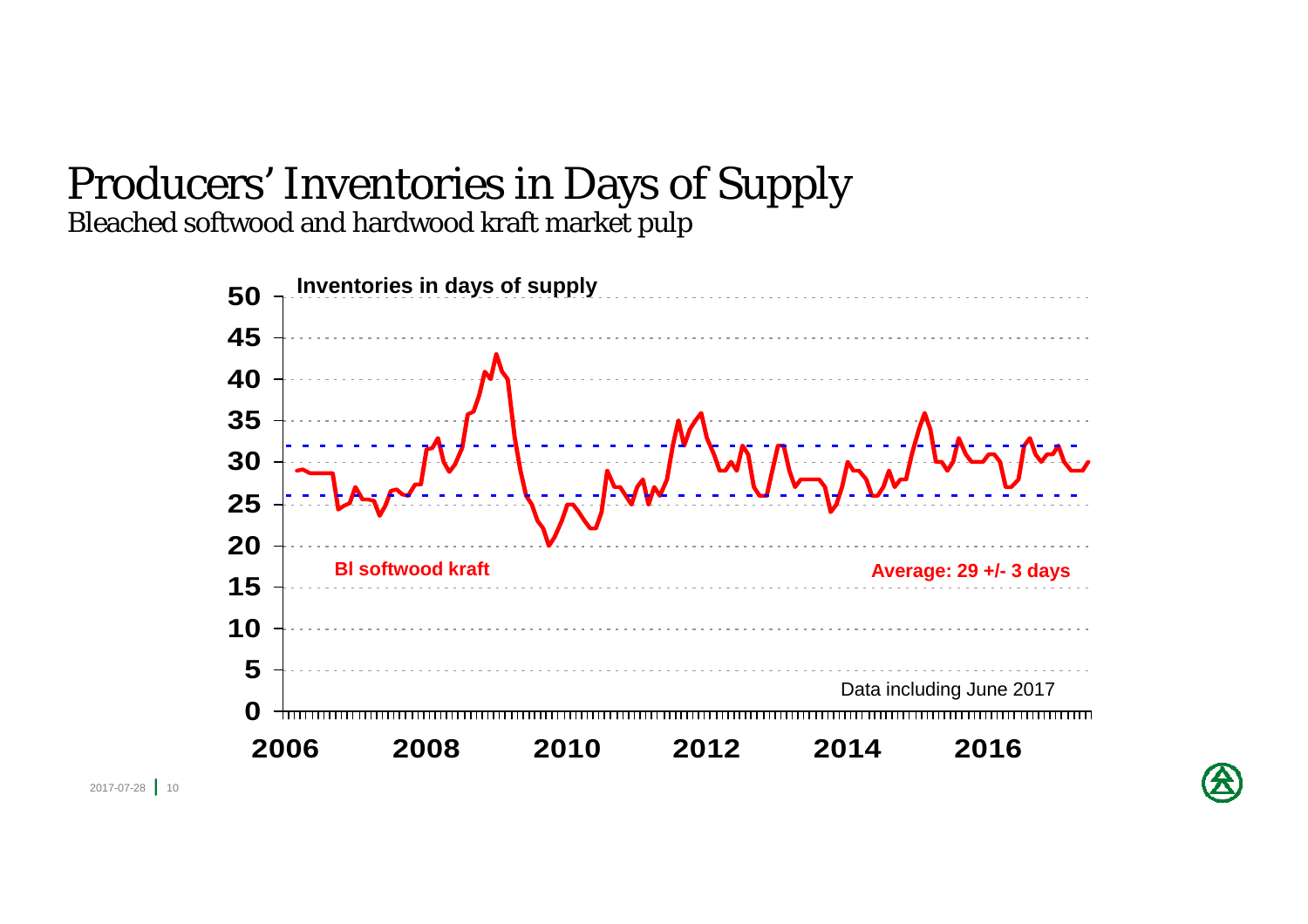# Producers' Inventories in Days of Supply

Bleached softwood and hardwood kraft market pulp

Inventories in days of supply

Bl softwood kraft

Average: 29 +/- 3 days

Data including June 2017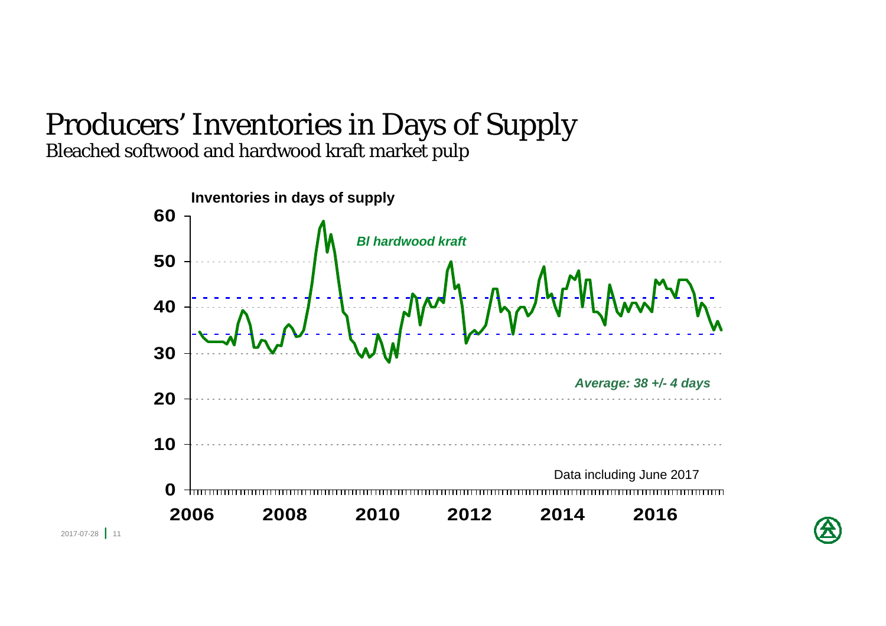# Producers' Inventories in Days of Supply

## Bleached softwood and hardwood kraft market pulp

**Inventories in days of supply**

*Bl hardwood kraft*

*Average: 38 +/- 4 days*

Data including June 2017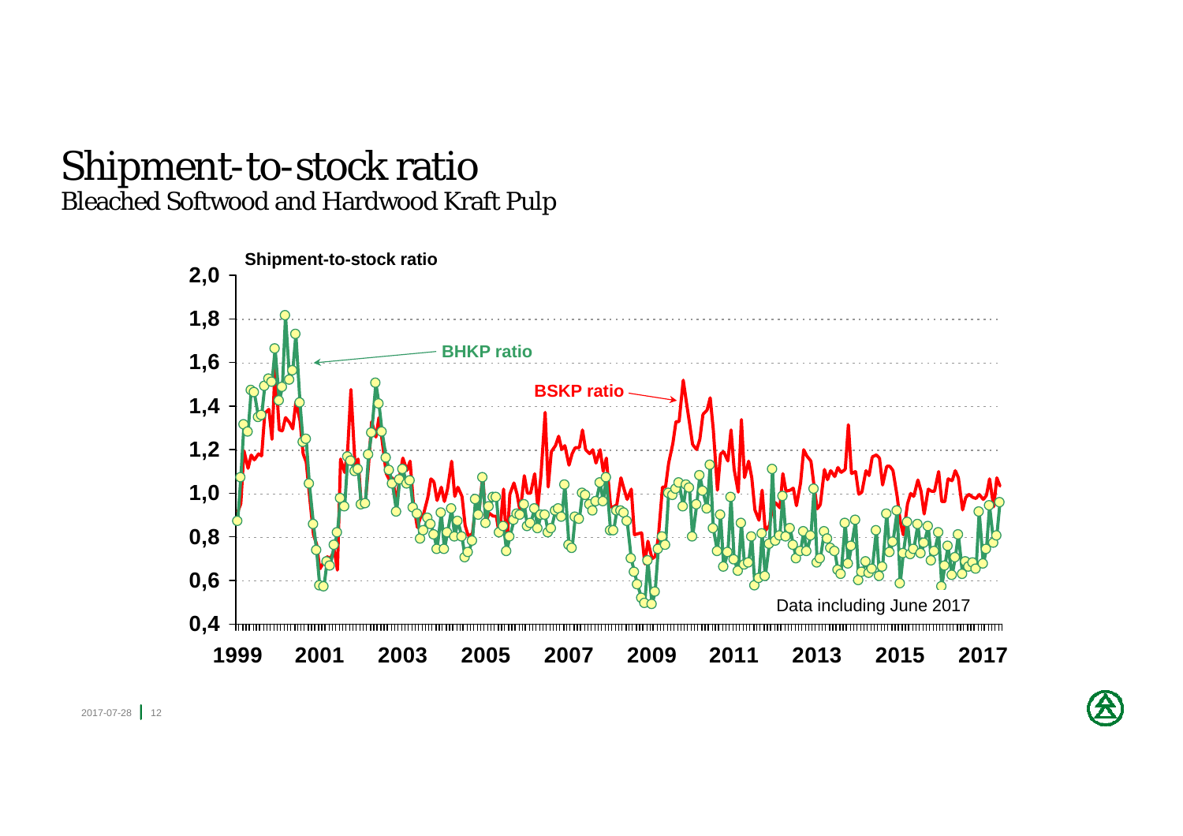# Shipment-to-stock ratio

## Bleached Softwood and Hardwood Kraft Pulp

Shipment-to-stock ratio

BHKP ratio

BSKP ratio

Data including June 2017

1999 2001 2003 2005 2007 2009 2011 2013 2015 2017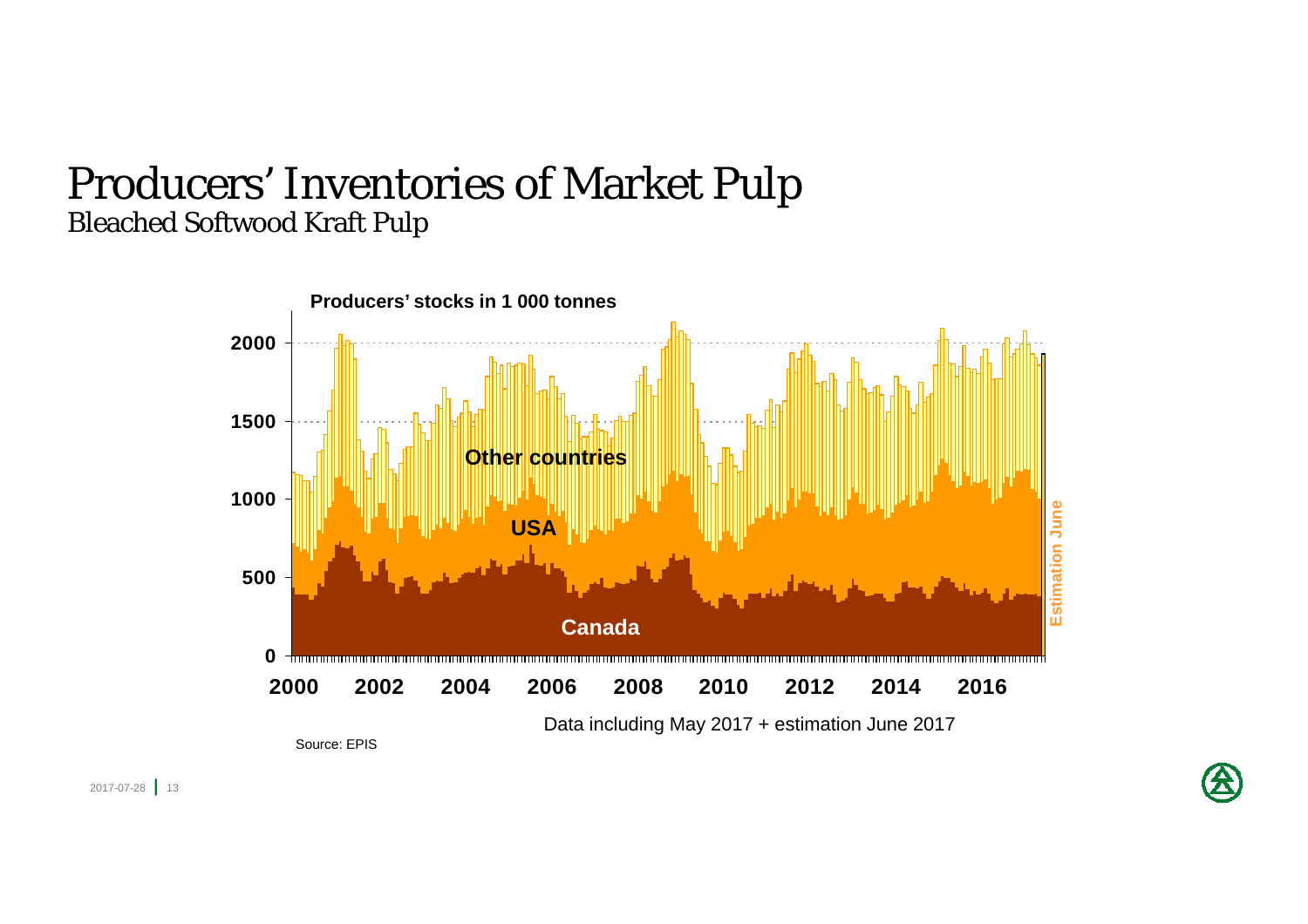# Producers' Inventories of Market Pulp

## Bleached Softwood Kraft Pulp

**Producers' stocks in 1 000 tonnes**

Data including May 2017 + estimation June 2017

Source: EPIS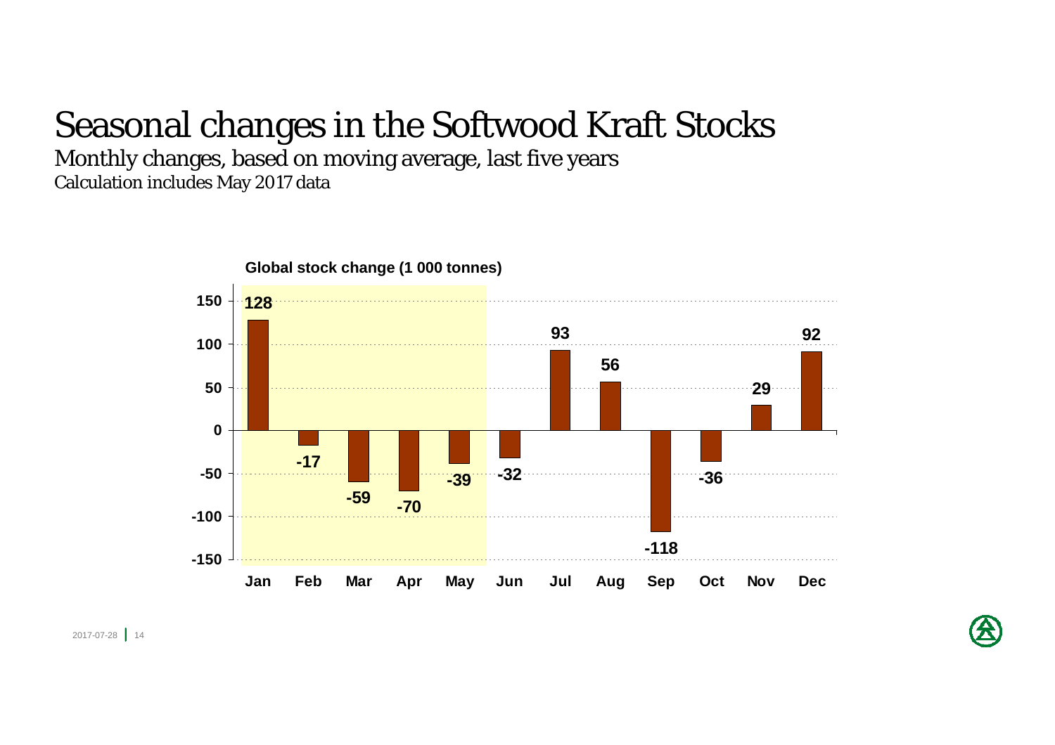# Seasonal changes in the Softwood Kraft Stocks

## Monthly changes, based on moving average, last five years

Calculation includes May 2017 data

**Global stock change (1 000 tonnes)**

| Month | Change |
|---|---|
| Jan | 128 |
| Feb | -17 |
| Mar | -59 |
| Apr | -70 |
| May | -39 |
| Jun | -32 |
| Jul | 93 |
| Aug | 56 |
| Sep | -118 |
| Oct | -36 |
| Nov | 29 |
| Dec | 92 |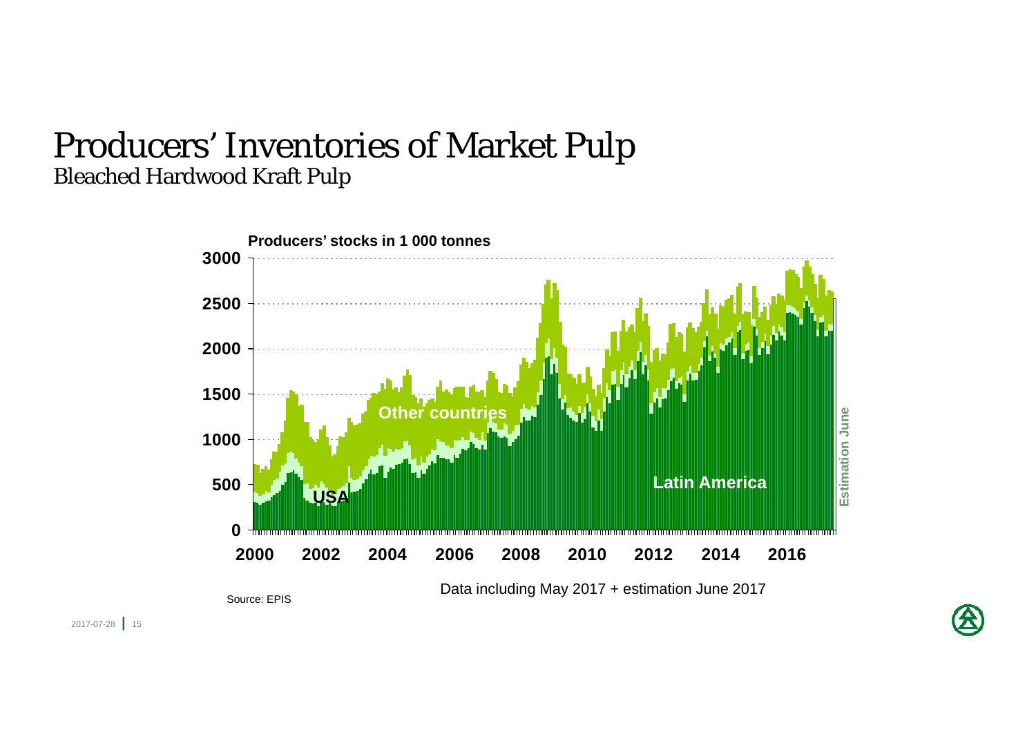# Producers' Inventories of Market Pulp

## Bleached Hardwood Kraft Pulp

**Producers' stocks in 1 000 tonnes**

3000
2500
2000
1500
1000
500
0

2000 2002 2004 2006 2008 2010 2012 2014 2016

Other countries

USA

Latin America

Estimation June

Data including May 2017 + estimation June 2017

Source: EPIS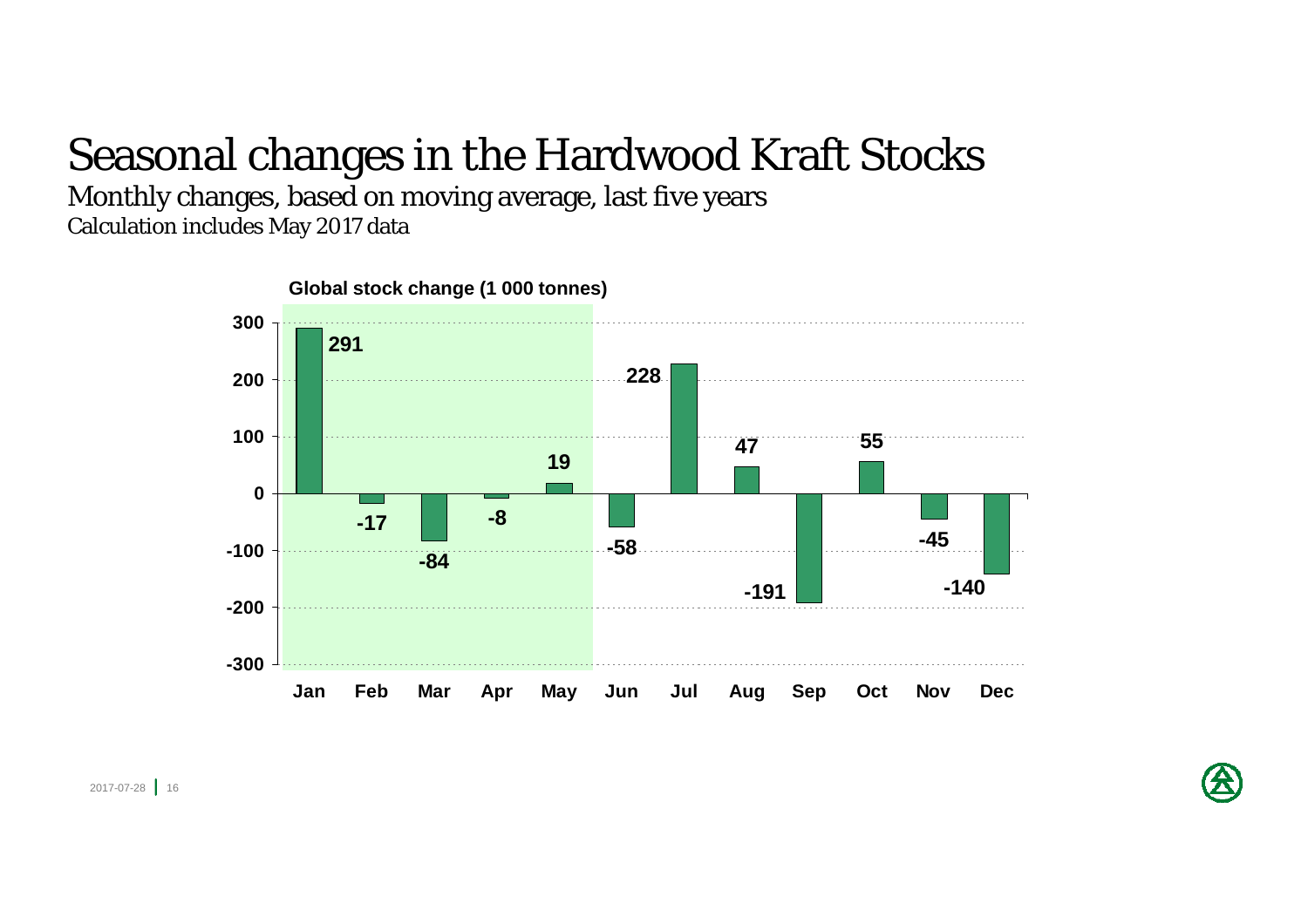# Seasonal changes in the Hardwood Kraft Stocks

## Monthly changes, based on moving average, last five years

Calculation includes May 2017 data

**Global stock change (1 000 tonnes)**

| Month | Jan | Feb | Mar | Apr | May | Jun | Jul | Aug | Sep | Oct | Nov | Dec |
|---|---|---|---|---|---|---|---|---|---|---|---|---|
| Stock change | 291 | -17 | -84 | -8 | 19 | -58 | 228 | 47 | -191 | 55 | -45 | -140 |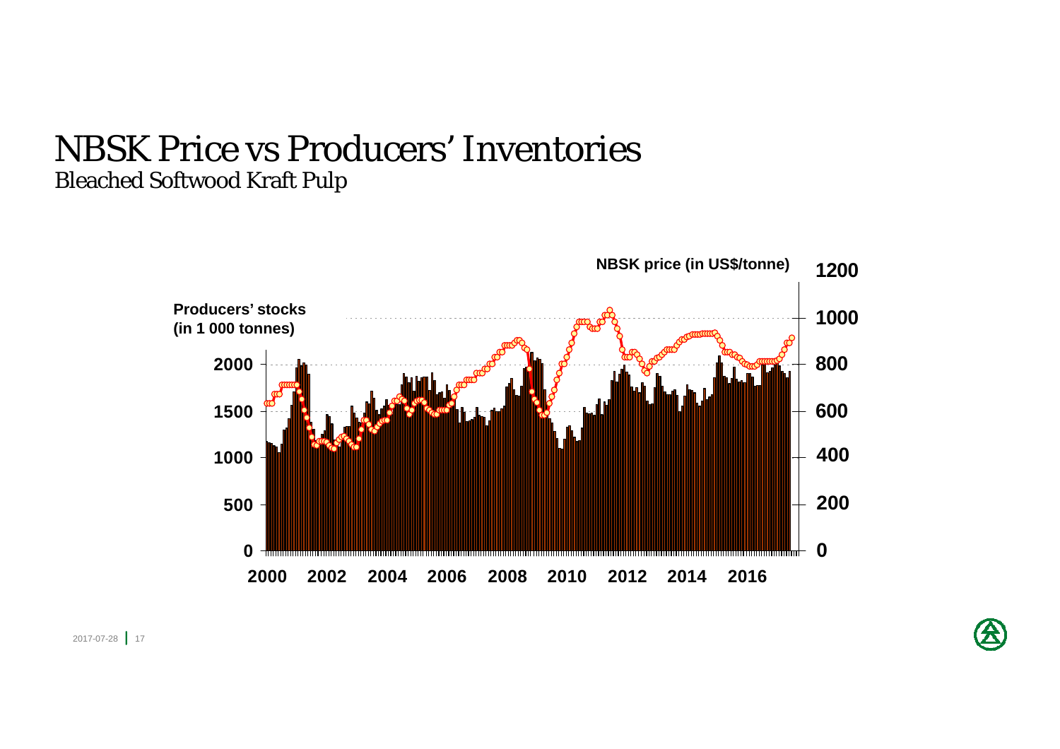# NBSK Price vs Producers' Inventories

## Bleached Softwood Kraft Pulp

Producers' stocks (in 1 000 tonnes)

NBSK price (in US$/tonne)

0, 500, 1000, 1500, 2000

0, 200, 400, 600, 800, 1000, 1200

2000, 2002, 2004, 2006, 2008, 2010, 2012, 2014, 2016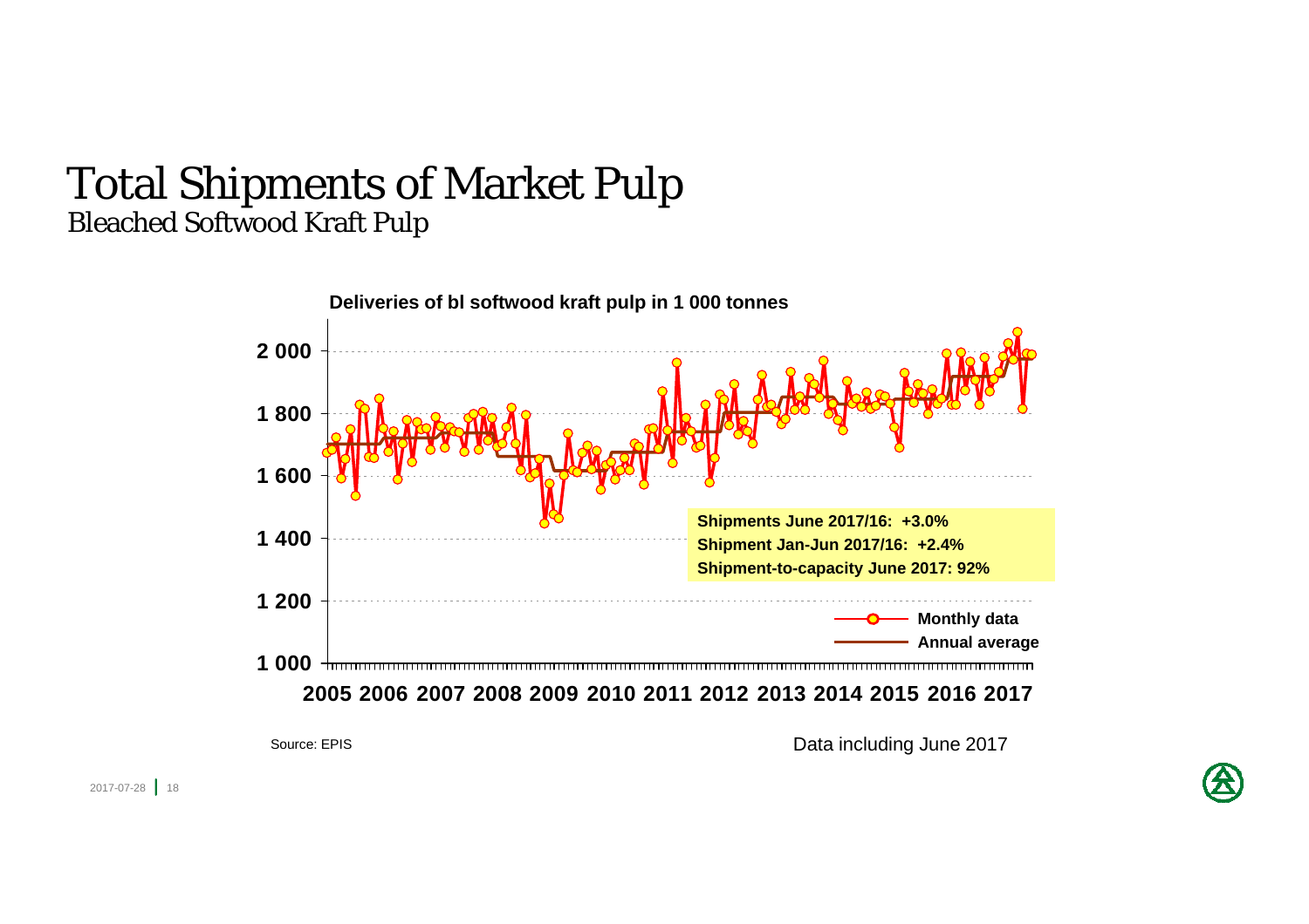# Total Shipments of Market Pulp

## Bleached Softwood Kraft Pulp

**Deliveries of bl softwood kraft pulp in 1 000 tonnes**

**Shipments June 2017/16: +3.0%**
**Shipment Jan-Jun 2017/16: +2.4%**
**Shipment-to-capacity June 2017: 92%**

Monthly data
Annual average

2005 2006 2007 2008 2009 2010 2011 2012 2013 2014 2015 2016 2017

Source: EPIS

Data including June 2017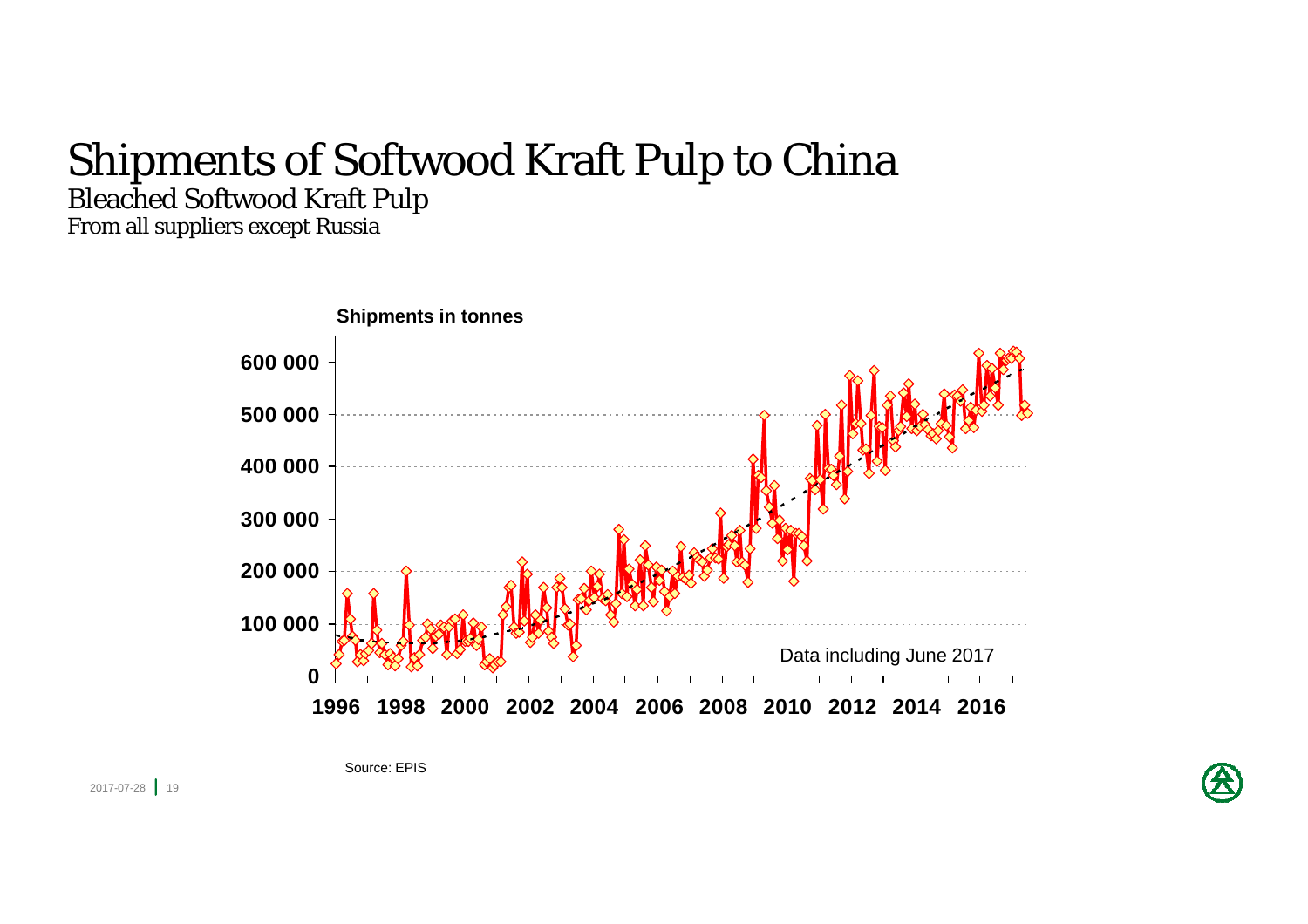# Shipments of Softwood Kraft Pulp to China

## Bleached Softwood Kraft Pulp

From all suppliers except Russia

**Shipments in tonnes**

Data including June 2017

Source: EPIS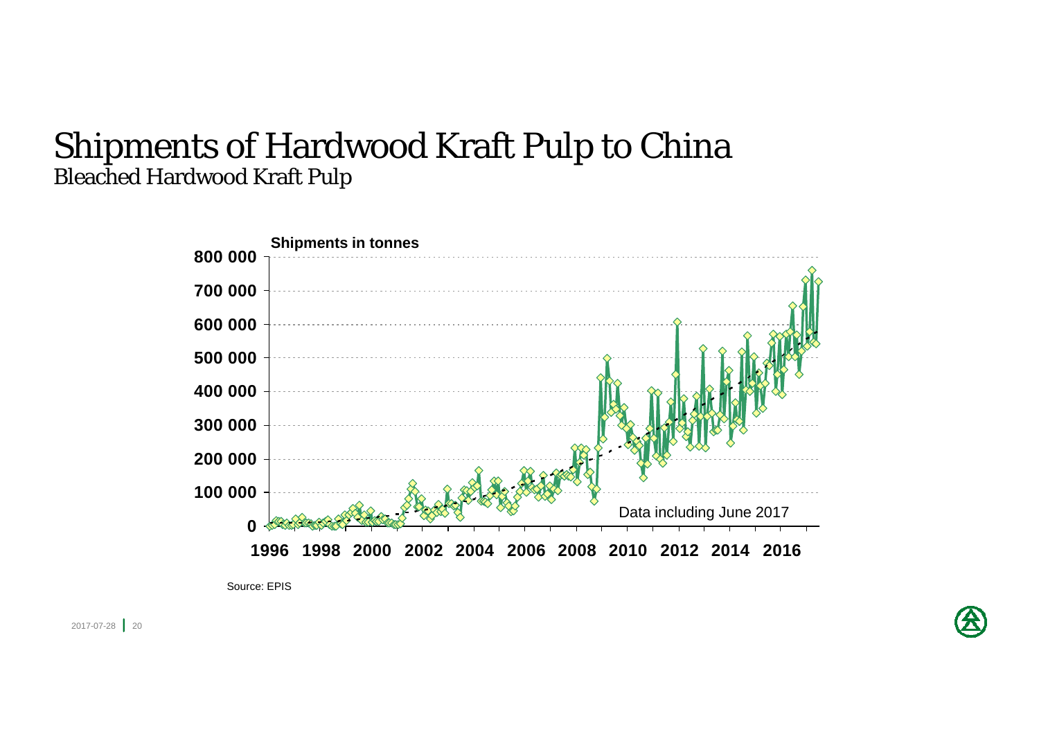# Shipments of Hardwood Kraft Pulp to China

## Bleached Hardwood Kraft Pulp

Shipments in tonnes

Data including June 2017

Source: EPIS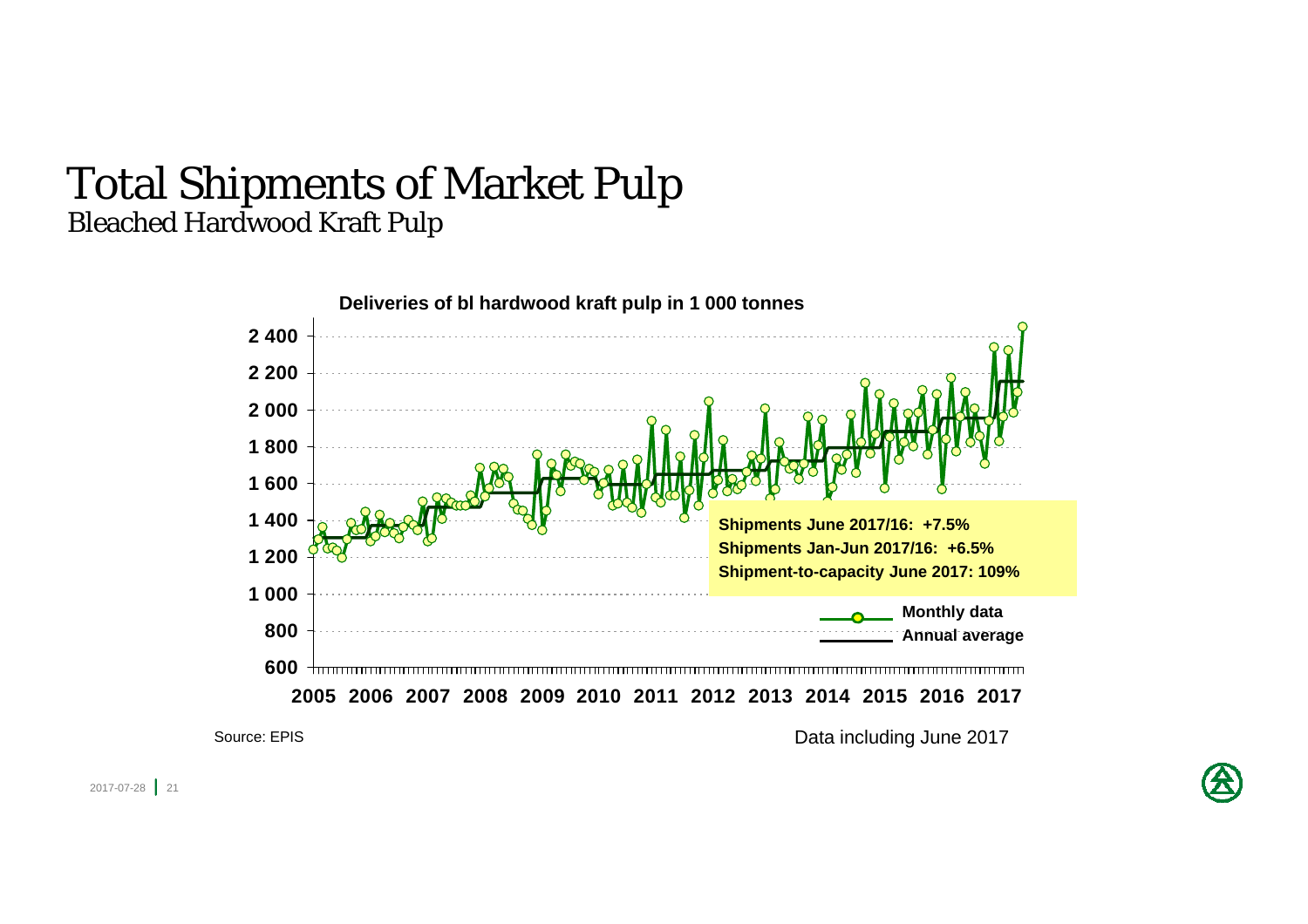# Total Shipments of Market Pulp

## Bleached Hardwood Kraft Pulp

**Deliveries of bl hardwood kraft pulp in 1 000 tonnes**

**Shipments June 2017/16: +7.5%**
**Shipments Jan-Jun 2017/16: +6.5%**
**Shipment-to-capacity June 2017: 109%**

Monthly data
Annual average

Source: EPIS

Data including June 2017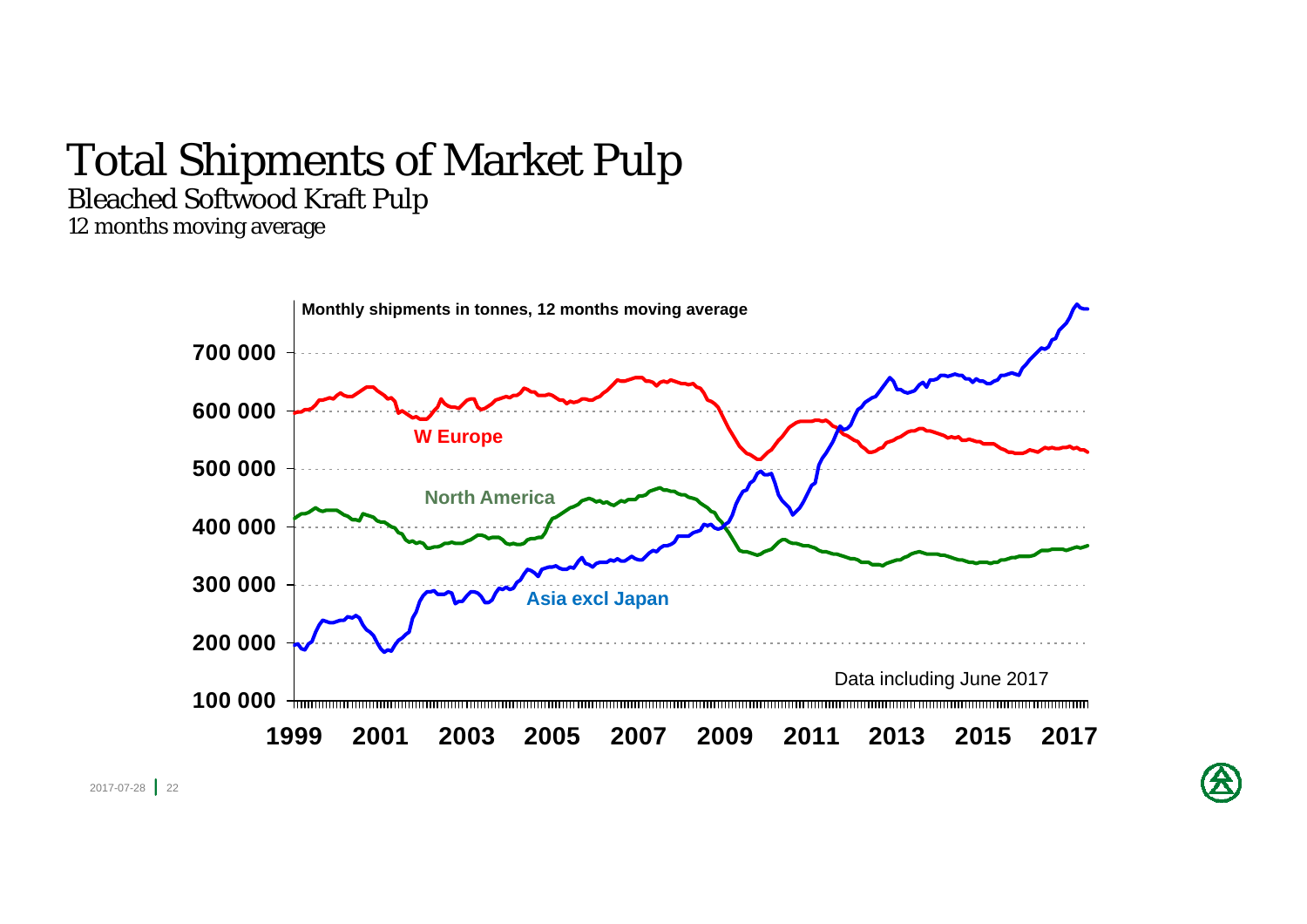# Total Shipments of Market Pulp

## Bleached Softwood Kraft Pulp

*12 months moving average*

Monthly shipments in tonnes, 12 months moving average

W Europe

North America

Asia excl Japan

Data including June 2017

700 000
600 000
500 000
400 000
300 000
200 000
100 000

1999 2001 2003 2005 2007 2009 2011 2013 2015 2017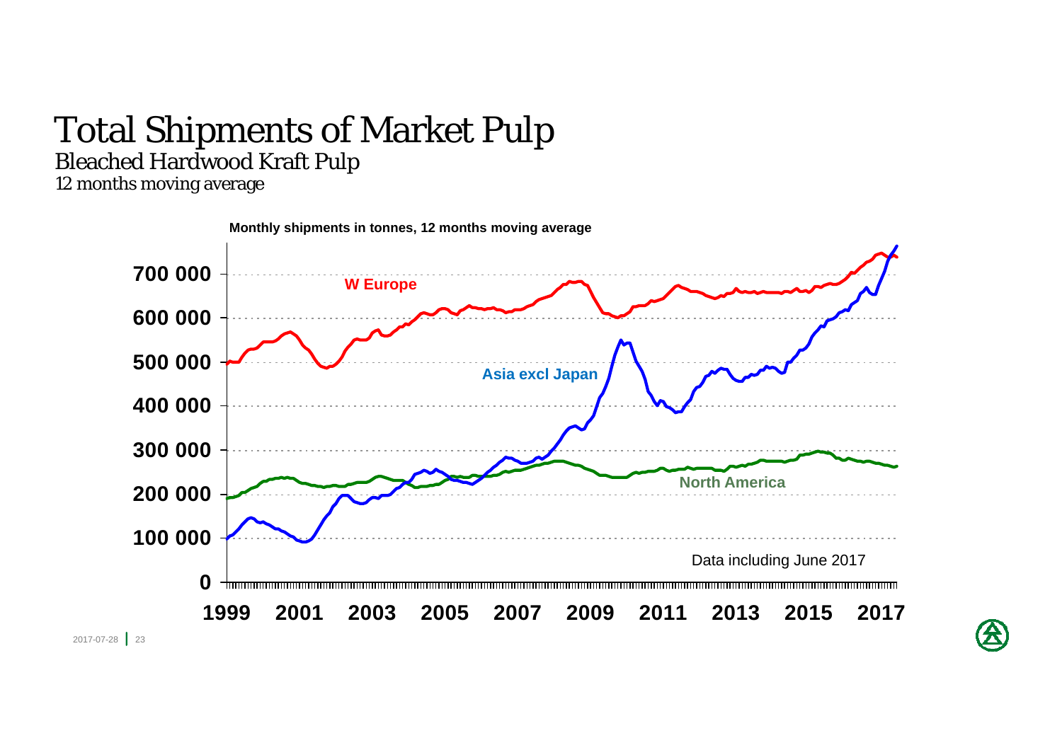# Total Shipments of Market Pulp

## Bleached Hardwood Kraft Pulp

*12 months moving average*

**Monthly shipments in tonnes, 12 months moving average**

W Europe

Asia excl Japan

North America

Data including June 2017

700 000
600 000
500 000
400 000
300 000
200 000
100 000
0

1999 2001 2003 2005 2007 2009 2011 2013 2015 2017